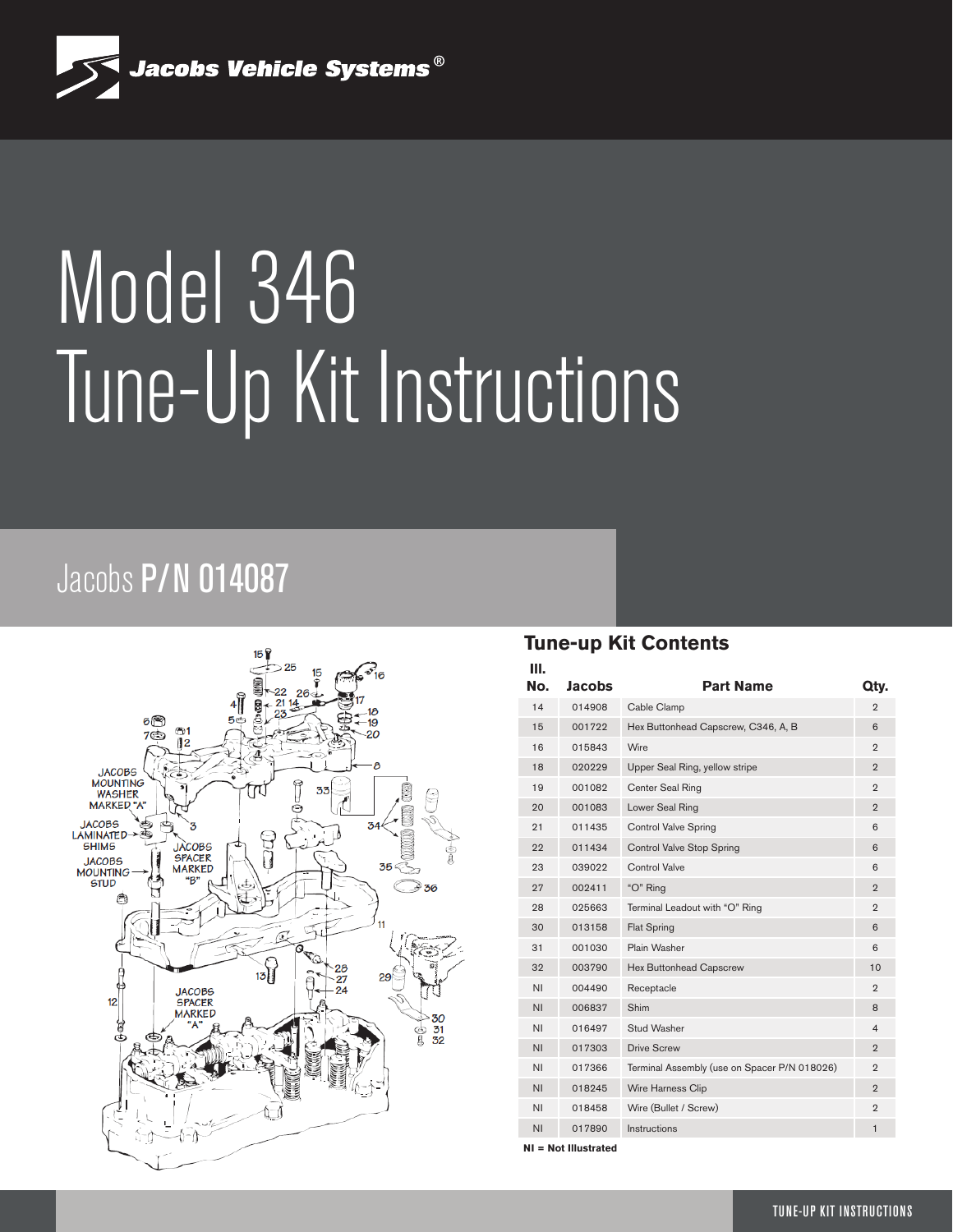# Model 346 Tune-Up Kit Instructions

## Jacobs **P/N 014087**

### Tune-up Kit Contents

| Ill. No. | Jacobs | Part Name | Qty. |
|---|---|---|---|
| 14 | 014908 | Cable Clamp | 2 |
| 15 | 001722 | Hex Buttonhead Capscrew, C346, A, B | 6 |
| 16 | 015843 | Wire | 2 |
| 18 | 020229 | Upper Seal Ring, yellow stripe | 2 |
| 19 | 001082 | Center Seal Ring | 2 |
| 20 | 001083 | Lower Seal Ring | 2 |
| 21 | 011435 | Control Valve Spring | 6 |
| 22 | 011434 | Control Valve Stop Spring | 6 |
| 23 | 039022 | Control Valve | 6 |
| 27 | 002411 | "O" Ring | 2 |
| 28 | 025663 | Terminal Leadout with "O" Ring | 2 |
| 30 | 013158 | Flat Spring | 6 |
| 31 | 001030 | Plain Washer | 6 |
| 32 | 003790 | Hex Buttonhead Capscrew | 10 |
| NI | 004490 | Receptacle | 2 |
| NI | 006837 | Shim | 8 |
| NI | 016497 | Stud Washer | 4 |
| NI | 017303 | Drive Screw | 2 |
| NI | 017366 | Terminal Assembly (use on Spacer P/N 018026) | 2 |
| NI | 018245 | Wire Harness Clip | 2 |
| NI | 018458 | Wire (Bullet / Screw) | 2 |
| NI | 017890 | Instructions | 1 |

**NI = Not Illustrated**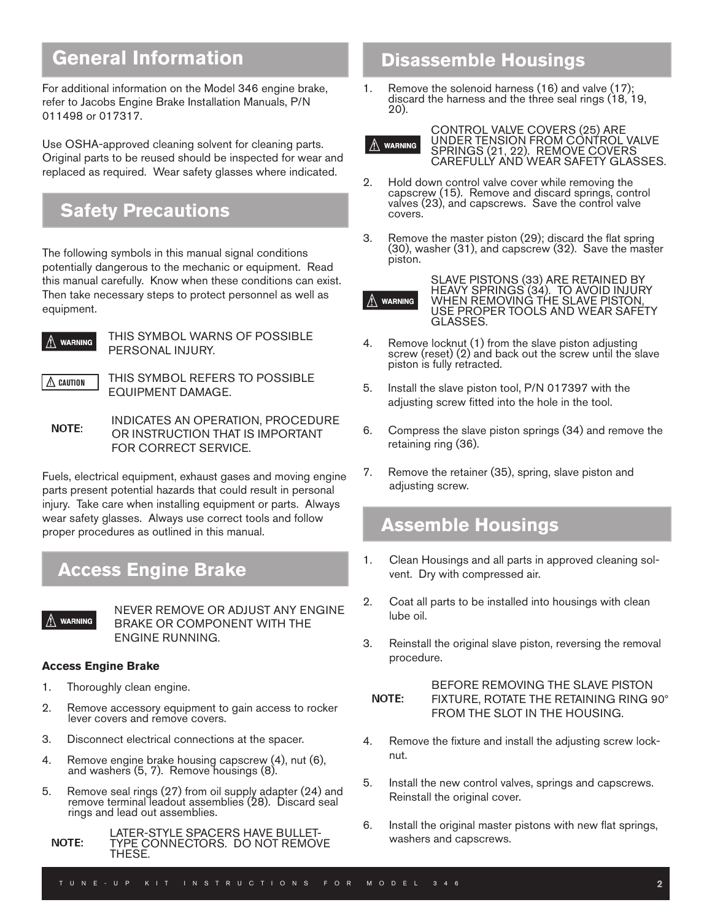## General Information

For additional information on the Model 346 engine brake, refer to Jacobs Engine Brake Installation Manuals, P/N 011498 or 017317.

Use OSHA-approved cleaning solvent for cleaning parts. Original parts to be reused should be inspected for wear and replaced as required. Wear safety glasses where indicated.

## Safety Precautions

The following symbols in this manual signal conditions potentially dangerous to the mechanic or equipment. Read this manual carefully. Know when these conditions can exist. Then take necessary steps to protect personnel as well as equipment.

**⚠ WARNING** THIS SYMBOL WARNS OF POSSIBLE PERSONAL INJURY.

**⚠ CAUTION** THIS SYMBOL REFERS TO POSSIBLE EQUIPMENT DAMAGE.

**NOTE:** INDICATES AN OPERATION, PROCEDURE OR INSTRUCTION THAT IS IMPORTANT FOR CORRECT SERVICE.

Fuels, electrical equipment, exhaust gases and moving engine parts present potential hazards that could result in personal injury. Take care when installing equipment or parts. Always wear safety glasses. Always use correct tools and follow proper procedures as outlined in this manual.

## Access Engine Brake

**⚠ WARNING** NEVER REMOVE OR ADJUST ANY ENGINE BRAKE OR COMPONENT WITH THE ENGINE RUNNING.

### Access Engine Brake

1. Thoroughly clean engine.
2. Remove accessory equipment to gain access to rocker lever covers and remove covers.
3. Disconnect electrical connections at the spacer.
4. Remove engine brake housing capscrew (4), nut (6), and washers (5, 7). Remove housings (8).
5. Remove seal rings (27) from oil supply adapter (24) and remove terminal leadout assemblies (28). Discard seal rings and lead out assemblies.

**NOTE:** LATER-STYLE SPACERS HAVE BULLET-TYPE CONNECTORS. DO NOT REMOVE THESE.

## Disassemble Housings

1. Remove the solenoid harness (16) and valve (17); discard the harness and the three seal rings (18, 19, 20).

**⚠ WARNING** CONTROL VALVE COVERS (25) ARE UNDER TENSION FROM CONTROL VALVE SPRINGS (21, 22). REMOVE COVERS CAREFULLY AND WEAR SAFETY GLASSES.

2. Hold down control valve cover while removing the capscrew (15). Remove and discard springs, control valves (23), and capscrews. Save the control valve covers.
3. Remove the master piston (29); discard the flat spring (30), washer (31), and capscrew (32). Save the master piston.

**⚠ WARNING** SLAVE PISTONS (33) ARE RETAINED BY HEAVY SPRINGS (34). TO AVOID INJURY WHEN REMOVING THE SLAVE PISTON, USE PROPER TOOLS AND WEAR SAFETY GLASSES.

4. Remove locknut (1) from the slave piston adjusting screw (reset) (2) and back out the screw until the slave piston is fully retracted.
5. Install the slave piston tool, P/N 017397 with the adjusting screw fitted into the hole in the tool.
6. Compress the slave piston springs (34) and remove the retaining ring (36).
7. Remove the retainer (35), spring, slave piston and adjusting screw.

## Assemble Housings

1. Clean Housings and all parts in approved cleaning solvent. Dry with compressed air.
2. Coat all parts to be installed into housings with clean lube oil.
3. Reinstall the original slave piston, reversing the removal procedure.

**NOTE:** BEFORE REMOVING THE SLAVE PISTON FIXTURE, ROTATE THE RETAINING RING 90° FROM THE SLOT IN THE HOUSING.

4. Remove the fixture and install the adjusting screw locknut.
5. Install the new control valves, springs and capscrews. Reinstall the original cover.
6. Install the original master pistons with new flat springs, washers and capscrews.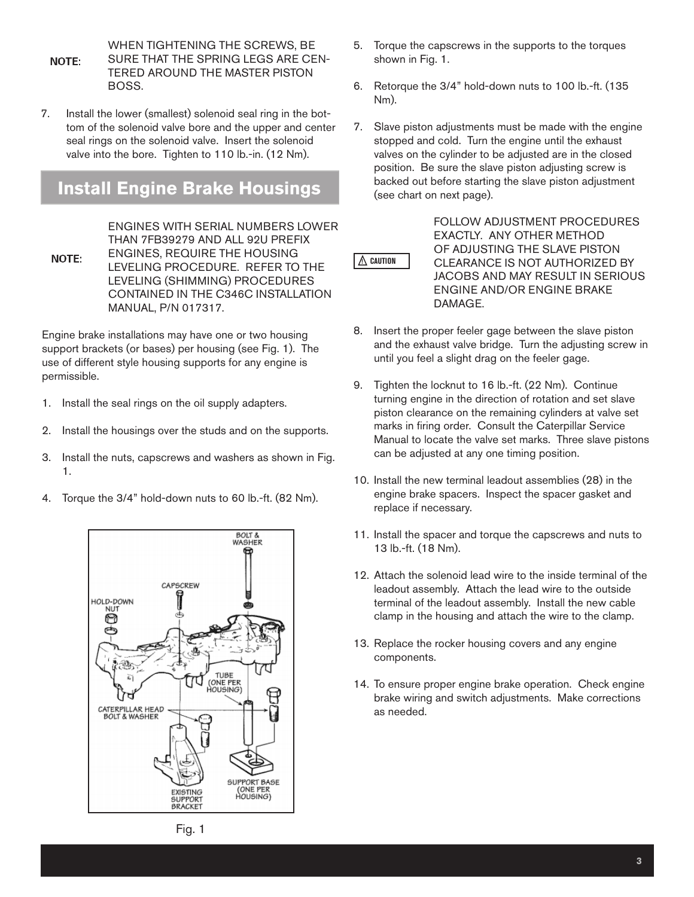**NOTE:** WHEN TIGHTENING THE SCREWS, BE SURE THAT THE SPRING LEGS ARE CENTERED AROUND THE MASTER PISTON BOSS.

7. Install the lower (smallest) solenoid seal ring in the bottom of the solenoid valve bore and the upper and center seal rings on the solenoid valve. Insert the solenoid valve into the bore. Tighten to 110 lb.-in. (12 Nm).

## Install Engine Brake Housings

**NOTE:** ENGINES WITH SERIAL NUMBERS LOWER THAN 7FB39279 AND ALL 92U PREFIX ENGINES, REQUIRE THE HOUSING LEVELING PROCEDURE. REFER TO THE LEVELING (SHIMMING) PROCEDURES CONTAINED IN THE C346C INSTALLATION MANUAL, P/N 017317.

Engine brake installations may have one or two housing support brackets (or bases) per housing (see Fig. 1). The use of different style housing supports for any engine is permissible.

1. Install the seal rings on the oil supply adapters.

2. Install the housings over the studs and on the supports.

3. Install the nuts, capscrews and washers as shown in Fig. 1.

4. Torque the 3/4" hold-down nuts to 60 lb.-ft. (82 Nm).

Fig. 1

5. Torque the capscrews in the supports to the torques shown in Fig. 1.

6. Retorque the 3/4" hold-down nuts to 100 lb.-ft. (135 Nm).

7. Slave piston adjustments must be made with the engine stopped and cold. Turn the engine until the exhaust valves on the cylinder to be adjusted are in the closed position. Be sure the slave piston adjusting screw is backed out before starting the slave piston adjustment (see chart on next page).

**⚠ CAUTION** FOLLOW ADJUSTMENT PROCEDURES EXACTLY. ANY OTHER METHOD OF ADJUSTING THE SLAVE PISTON CLEARANCE IS NOT AUTHORIZED BY JACOBS AND MAY RESULT IN SERIOUS ENGINE AND/OR ENGINE BRAKE DAMAGE.

8. Insert the proper feeler gage between the slave piston and the exhaust valve bridge. Turn the adjusting screw in until you feel a slight drag on the feeler gage.

9. Tighten the locknut to 16 lb.-ft. (22 Nm). Continue turning engine in the direction of rotation and set slave piston clearance on the remaining cylinders at valve set marks in firing order. Consult the Caterpillar Service Manual to locate the valve set marks. Three slave pistons can be adjusted at any one timing position.

10. Install the new terminal leadout assemblies (28) in the engine brake spacers. Inspect the spacer gasket and replace if necessary.

11. Install the spacer and torque the capscrews and nuts to 13 lb.-ft. (18 Nm).

12. Attach the solenoid lead wire to the inside terminal of the leadout assembly. Attach the lead wire to the outside terminal of the leadout assembly. Install the new cable clamp in the housing and attach the wire to the clamp.

13. Replace the rocker housing covers and any engine components.

14. To ensure proper engine brake operation. Check engine brake wiring and switch adjustments. Make corrections as needed.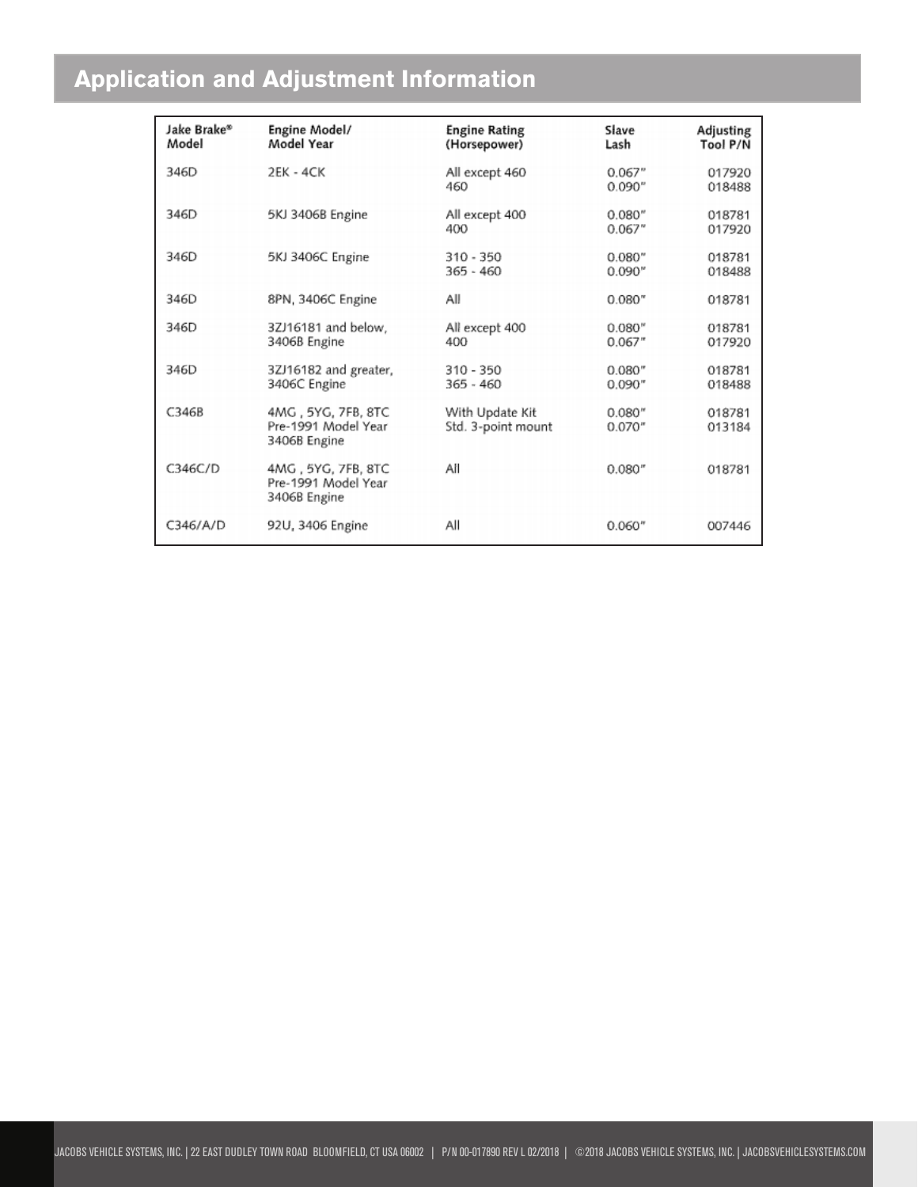## Application and Adjustment Information

| Jake Brake® Model | Engine Model/ Model Year | Engine Rating (Horsepower) | Slave Lash | Adjusting Tool P/N |
|---|---|---|---|---|
| 346D | 2EK - 4CK | All except 460<br>460 | 0.067"<br>0.090" | 017920<br>018488 |
| 346D | 5KJ 3406B Engine | All except 400<br>400 | 0.080"<br>0.067" | 018781<br>017920 |
| 346D | 5KJ 3406C Engine | 310 - 350<br>365 - 460 | 0.080"<br>0.090" | 018781<br>018488 |
| 346D | 8PN, 3406C Engine | All | 0.080" | 018781 |
| 346D | 3ZJ16181 and below, 3406B Engine | All except 400<br>400 | 0.080"<br>0.067" | 018781<br>017920 |
| 346D | 3ZJ16182 and greater, 3406C Engine | 310 - 350<br>365 - 460 | 0.080"<br>0.090" | 018781<br>018488 |
| C346B | 4MG , 5YG, 7FB, 8TC Pre-1991 Model Year 3406B Engine | With Update Kit<br>Std. 3-point mount | 0.080"<br>0.070" | 018781<br>013184 |
| C346C/D | 4MG , 5YG, 7FB, 8TC Pre-1991 Model Year 3406B Engine | All | 0.080" | 018781 |
| C346/A/D | 92U, 3406 Engine | All | 0.060" | 007446 |